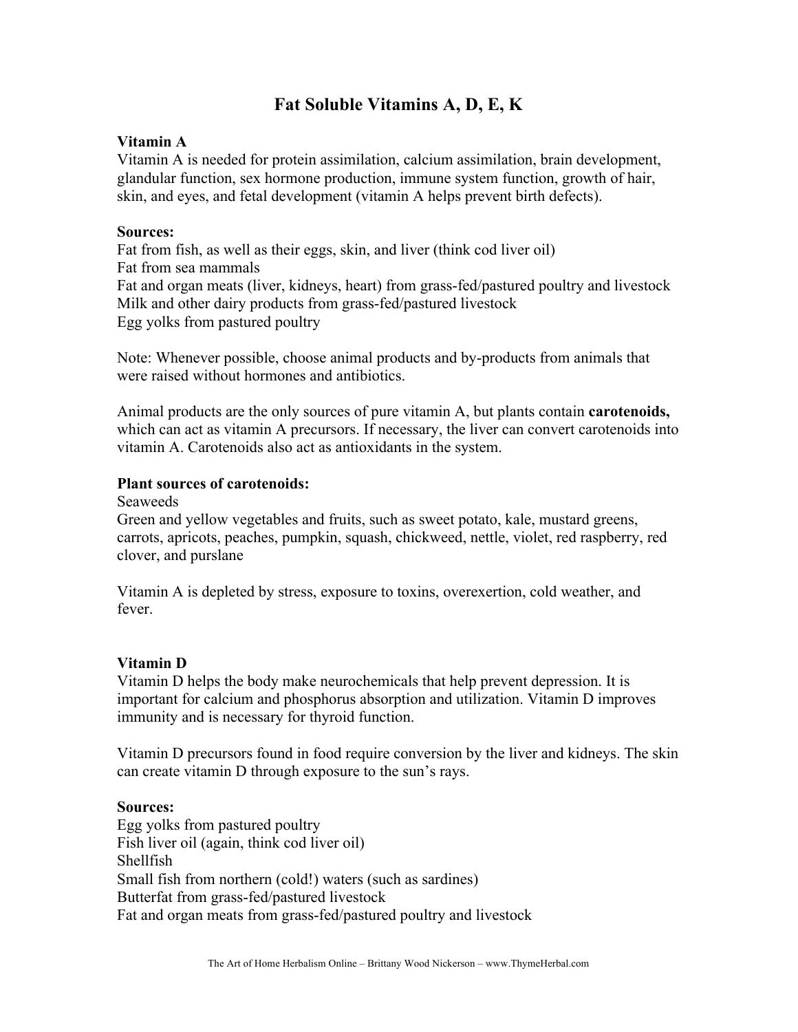# Fat Soluble Vitamins A, D, E, K

**Vitamin A**

Vitamin A is needed for protein assimilation, calcium assimilation, brain development, glandular function, sex hormone production, immune system function, growth of hair, skin, and eyes, and fetal development (vitamin A helps prevent birth defects).

**Sources:**

Fat from fish, as well as their eggs, skin, and liver (think cod liver oil)
Fat from sea mammals
Fat and organ meats (liver, kidneys, heart) from grass-fed/pastured poultry and livestock
Milk and other dairy products from grass-fed/pastured livestock
Egg yolks from pastured poultry

Note: Whenever possible, choose animal products and by-products from animals that were raised without hormones and antibiotics.

Animal products are the only sources of pure vitamin A, but plants contain **carotenoids,** which can act as vitamin A precursors. If necessary, the liver can convert carotenoids into vitamin A. Carotenoids also act as antioxidants in the system.

**Plant sources of carotenoids:**

Seaweeds
Green and yellow vegetables and fruits, such as sweet potato, kale, mustard greens, carrots, apricots, peaches, pumpkin, squash, chickweed, nettle, violet, red raspberry, red clover, and purslane

Vitamin A is depleted by stress, exposure to toxins, overexertion, cold weather, and fever.

**Vitamin D**

Vitamin D helps the body make neurochemicals that help prevent depression. It is important for calcium and phosphorus absorption and utilization. Vitamin D improves immunity and is necessary for thyroid function.

Vitamin D precursors found in food require conversion by the liver and kidneys. The skin can create vitamin D through exposure to the sun's rays.

**Sources:**

Egg yolks from pastured poultry
Fish liver oil (again, think cod liver oil)
Shellfish
Small fish from northern (cold!) waters (such as sardines)
Butterfat from grass-fed/pastured livestock
Fat and organ meats from grass-fed/pastured poultry and livestock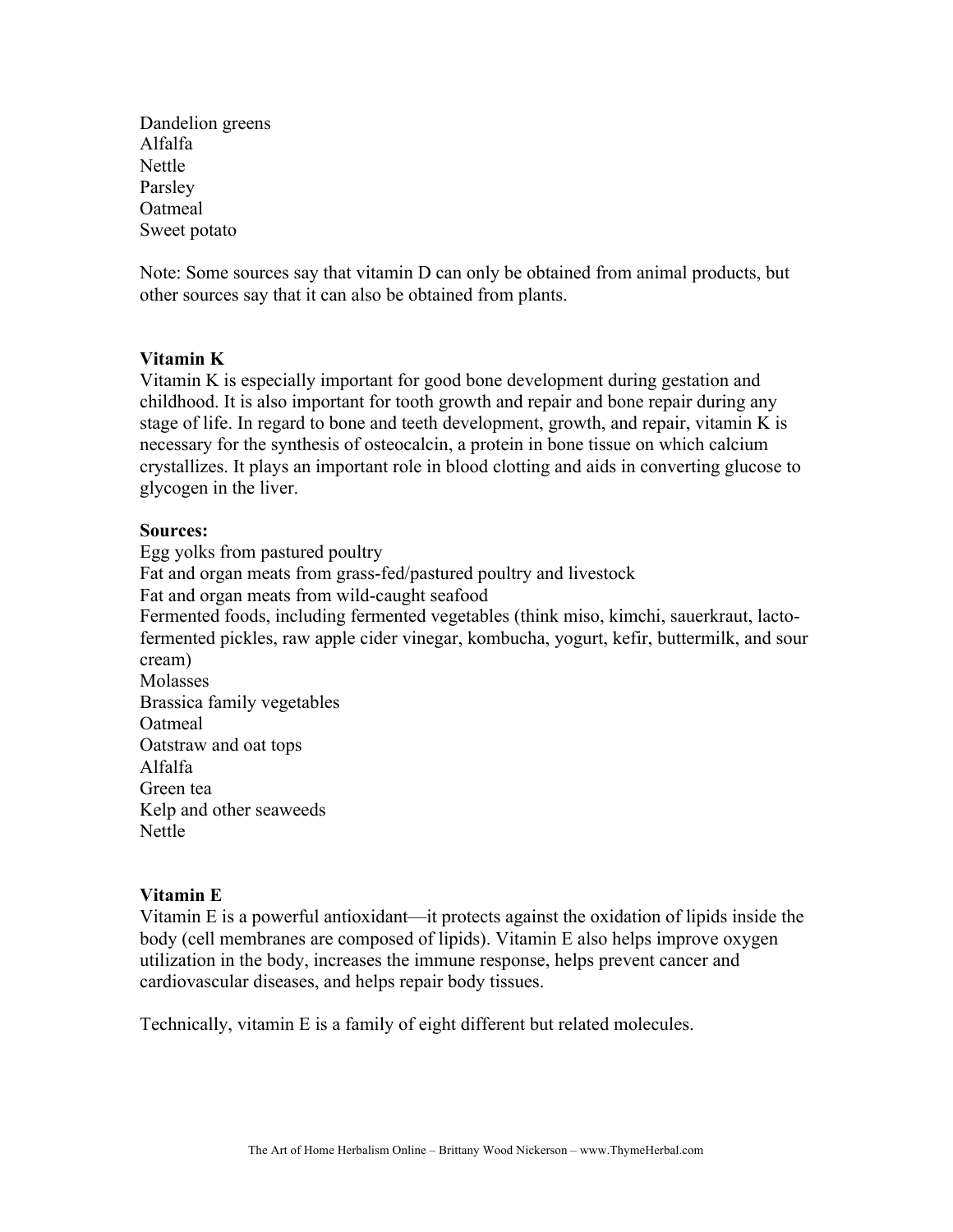Dandelion greens
Alfalfa
Nettle
Parsley
Oatmeal
Sweet potato

Note: Some sources say that vitamin D can only be obtained from animal products, but other sources say that it can also be obtained from plants.

**Vitamin K**
Vitamin K is especially important for good bone development during gestation and childhood. It is also important for tooth growth and repair and bone repair during any stage of life. In regard to bone and teeth development, growth, and repair, vitamin K is necessary for the synthesis of osteocalcin, a protein in bone tissue on which calcium crystallizes. It plays an important role in blood clotting and aids in converting glucose to glycogen in the liver.

**Sources:**
Egg yolks from pastured poultry
Fat and organ meats from grass-fed/pastured poultry and livestock
Fat and organ meats from wild-caught seafood
Fermented foods, including fermented vegetables (think miso, kimchi, sauerkraut, lacto-fermented pickles, raw apple cider vinegar, kombucha, yogurt, kefir, buttermilk, and sour cream)
Molasses
Brassica family vegetables
Oatmeal
Oatstraw and oat tops
Alfalfa
Green tea
Kelp and other seaweeds
Nettle

**Vitamin E**
Vitamin E is a powerful antioxidant—it protects against the oxidation of lipids inside the body (cell membranes are composed of lipids). Vitamin E also helps improve oxygen utilization in the body, increases the immune response, helps prevent cancer and cardiovascular diseases, and helps repair body tissues.

Technically, vitamin E is a family of eight different but related molecules.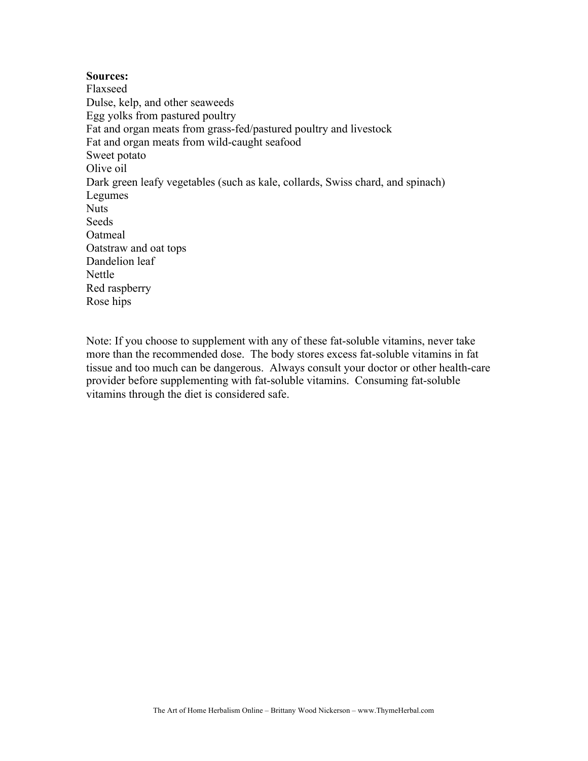**Sources:**

Flaxseed
Dulse, kelp, and other seaweeds
Egg yolks from pastured poultry
Fat and organ meats from grass-fed/pastured poultry and livestock
Fat and organ meats from wild-caught seafood
Sweet potato
Olive oil
Dark green leafy vegetables (such as kale, collards, Swiss chard, and spinach)
Legumes
Nuts
Seeds
Oatmeal
Oatstraw and oat tops
Dandelion leaf
Nettle
Red raspberry
Rose hips

Note: If you choose to supplement with any of these fat-soluble vitamins, never take more than the recommended dose. The body stores excess fat-soluble vitamins in fat tissue and too much can be dangerous. Always consult your doctor or other health-care provider before supplementing with fat-soluble vitamins. Consuming fat-soluble vitamins through the diet is considered safe.